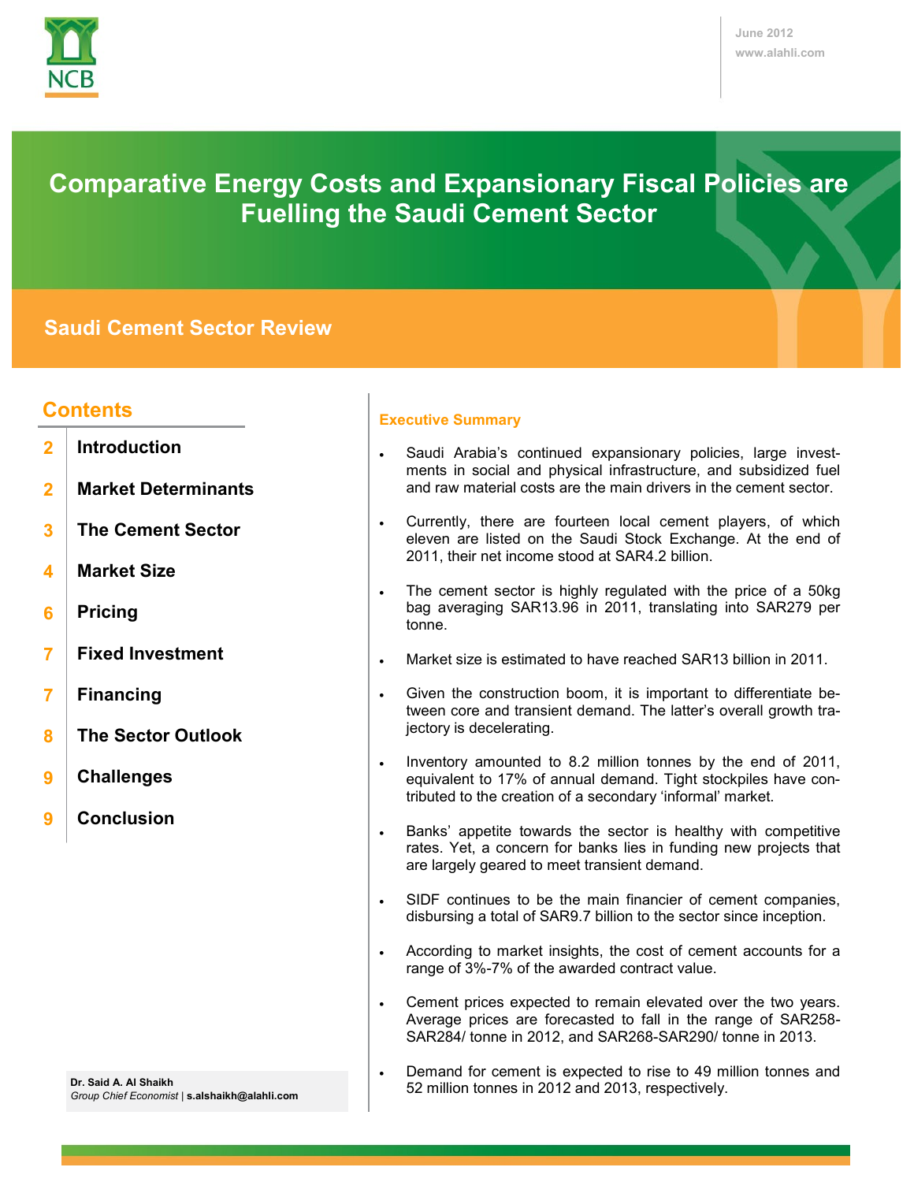June 2012
www.alahli.com

# Comparative Energy Costs and Expansionary Fiscal Policies are Fuelling the Saudi Cement Sector

## Saudi Cement Sector Review

## Contents

| | |
|---|---|
| 2 | Introduction |
| 2 | Market Determinants |
| 3 | The Cement Sector |
| 4 | Market Size |
| 6 | Pricing |
| 7 | Fixed Investment |
| 7 | Financing |
| 8 | The Sector Outlook |
| 9 | Challenges |
| 9 | Conclusion |

**Dr. Said A. Al Shaikh**
*Group Chief Economist* | **s.alshaikh@alahli.com**

### Executive Summary

- Saudi Arabia's continued expansionary policies, large investments in social and physical infrastructure, and subsidized fuel and raw material costs are the main drivers in the cement sector.
- Currently, there are fourteen local cement players, of which eleven are listed on the Saudi Stock Exchange. At the end of 2011, their net income stood at SAR4.2 billion.
- The cement sector is highly regulated with the price of a 50kg bag averaging SAR13.96 in 2011, translating into SAR279 per tonne.
- Market size is estimated to have reached SAR13 billion in 2011.
- Given the construction boom, it is important to differentiate between core and transient demand. The latter's overall growth trajectory is decelerating.
- Inventory amounted to 8.2 million tonnes by the end of 2011, equivalent to 17% of annual demand. Tight stockpiles have contributed to the creation of a secondary 'informal' market.
- Banks' appetite towards the sector is healthy with competitive rates. Yet, a concern for banks lies in funding new projects that are largely geared to meet transient demand.
- SIDF continues to be the main financier of cement companies, disbursing a total of SAR9.7 billion to the sector since inception.
- According to market insights, the cost of cement accounts for a range of 3%-7% of the awarded contract value.
- Cement prices expected to remain elevated over the two years. Average prices are forecasted to fall in the range of SAR258-SAR284/ tonne in 2012, and SAR268-SAR290/ tonne in 2013.
- Demand for cement is expected to rise to 49 million tonnes and 52 million tonnes in 2012 and 2013, respectively.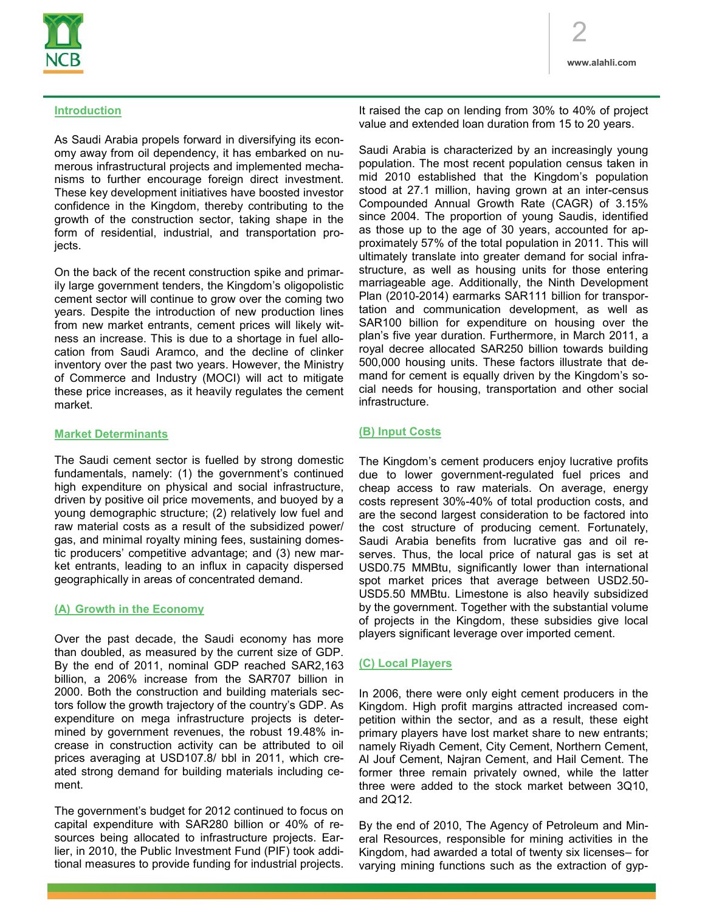## Introduction

As Saudi Arabia propels forward in diversifying its economy away from oil dependency, it has embarked on numerous infrastructural projects and implemented mechanisms to further encourage foreign direct investment. These key development initiatives have boosted investor confidence in the Kingdom, thereby contributing to the growth of the construction sector, taking shape in the form of residential, industrial, and transportation projects.

On the back of the recent construction spike and primarily large government tenders, the Kingdom's oligopolistic cement sector will continue to grow over the coming two years. Despite the introduction of new production lines from new market entrants, cement prices will likely witness an increase. This is due to a shortage in fuel allocation from Saudi Aramco, and the decline of clinker inventory over the past two years. However, the Ministry of Commerce and Industry (MOCI) will act to mitigate these price increases, as it heavily regulates the cement market.

## Market Determinants

The Saudi cement sector is fuelled by strong domestic fundamentals, namely: (1) the government's continued high expenditure on physical and social infrastructure, driven by positive oil price movements, and buoyed by a young demographic structure; (2) relatively low fuel and raw material costs as a result of the subsidized power/gas, and minimal royalty mining fees, sustaining domestic producers' competitive advantage; and (3) new market entrants, leading to an influx in capacity dispersed geographically in areas of concentrated demand.

### (A) Growth in the Economy

Over the past decade, the Saudi economy has more than doubled, as measured by the current size of GDP. By the end of 2011, nominal GDP reached SAR2,163 billion, a 206% increase from the SAR707 billion in 2000. Both the construction and building materials sectors follow the growth trajectory of the country's GDP. As expenditure on mega infrastructure projects is determined by government revenues, the robust 19.48% increase in construction activity can be attributed to oil prices averaging at USD107.8/ bbl in 2011, which created strong demand for building materials including cement.

The government's budget for 2012 continued to focus on capital expenditure with SAR280 billion or 40% of resources being allocated to infrastructure projects. Earlier, in 2010, the Public Investment Fund (PIF) took additional measures to provide funding for industrial projects. It raised the cap on lending from 30% to 40% of project value and extended loan duration from 15 to 20 years.

Saudi Arabia is characterized by an increasingly young population. The most recent population census taken in mid 2010 established that the Kingdom's population stood at 27.1 million, having grown at an inter-census Compounded Annual Growth Rate (CAGR) of 3.15% since 2004. The proportion of young Saudis, identified as those up to the age of 30 years, accounted for approximately 57% of the total population in 2011. This will ultimately translate into greater demand for social infrastructure, as well as housing units for those entering marriageable age. Additionally, the Ninth Development Plan (2010-2014) earmarks SAR111 billion for transportation and communication development, as well as SAR100 billion for expenditure on housing over the plan's five year duration. Furthermore, in March 2011, a royal decree allocated SAR250 billion towards building 500,000 housing units. These factors illustrate that demand for cement is equally driven by the Kingdom's social needs for housing, transportation and other social infrastructure.

### (B) Input Costs

The Kingdom's cement producers enjoy lucrative profits due to lower government-regulated fuel prices and cheap access to raw materials. On average, energy costs represent 30%-40% of total production costs, and are the second largest consideration to be factored into the cost structure of producing cement. Fortunately, Saudi Arabia benefits from lucrative gas and oil reserves. Thus, the local price of natural gas is set at USD0.75 MMBtu, significantly lower than international spot market prices that average between USD2.50-USD5.50 MMBtu. Limestone is also heavily subsidized by the government. Together with the substantial volume of projects in the Kingdom, these subsidies give local players significant leverage over imported cement.

### (C) Local Players

In 2006, there were only eight cement producers in the Kingdom. High profit margins attracted increased competition within the sector, and as a result, these eight primary players have lost market share to new entrants; namely Riyadh Cement, City Cement, Northern Cement, Al Jouf Cement, Najran Cement, and Hail Cement. The former three remain privately owned, while the latter three were added to the stock market between 3Q10, and 2Q12.

By the end of 2010, The Agency of Petroleum and Mineral Resources, responsible for mining activities in the Kingdom, had awarded a total of twenty six licenses– for varying mining functions such as the extraction of gyp-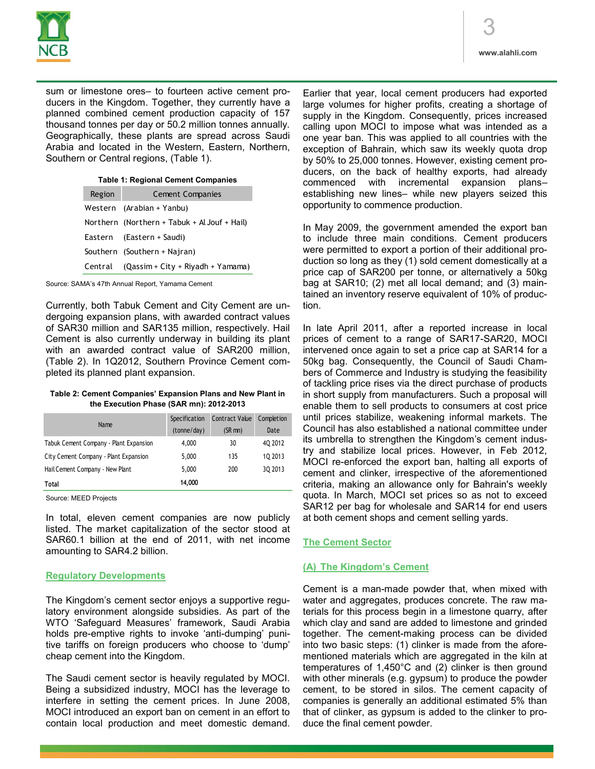sum or limestone ores– to fourteen active cement producers in the Kingdom. Together, they currently have a planned combined cement production capacity of 157 thousand tonnes per day or 50.2 million tonnes annually. Geographically, these plants are spread across Saudi Arabia and located in the Western, Eastern, Northern, Southern or Central regions, (Table 1).

**Table 1: Regional Cement Companies**

| Region | Cement Companies |
|---|---|
| Western | (Arabian + Yanbu) |
| Northern | (Northern + Tabuk + Al Jouf + Hail) |
| Eastern | (Eastern + Saudi) |
| Southern | (Southern + Najran) |
| Central | (Qassim + City + Riyadh + Yamama) |

Source: SAMA's 47th Annual Report, Yamama Cement

Currently, both Tabuk Cement and City Cement are undergoing expansion plans, with awarded contract values of SAR30 million and SAR135 million, respectively. Hail Cement is also currently underway in building its plant with an awarded contract value of SAR200 million, (Table 2). In 1Q2012, Southern Province Cement completed its planned plant expansion.

**Table 2: Cement Companies' Expansion Plans and New Plant in the Execution Phase (SAR mn): 2012-2013**

| Name | Specification (tonne/day) | Contract Value (SR mn) | Completion Date |
|---|---|---|---|
| Tabuk Cement Company - Plant Expansion | 4,000 | 30 | 4Q 2012 |
| City Cement Company - Plant Expansion | 5,000 | 135 | 1Q 2013 |
| Hail Cement Company - New Plant | 5,000 | 200 | 3Q 2013 |
| **Total** | **14,000** | | |

Source: MEED Projects

In total, eleven cement companies are now publicly listed. The market capitalization of the sector stood at SAR60.1 billion at the end of 2011, with net income amounting to SAR4.2 billion.

## Regulatory Developments

The Kingdom's cement sector enjoys a supportive regulatory environment alongside subsidies. As part of the WTO 'Safeguard Measures' framework, Saudi Arabia holds pre-emptive rights to invoke 'anti-dumping' punitive tariffs on foreign producers who choose to 'dump' cheap cement into the Kingdom.

The Saudi cement sector is heavily regulated by MOCI. Being a subsidized industry, MOCI has the leverage to interfere in setting the cement prices. In June 2008, MOCI introduced an export ban on cement in an effort to contain local production and meet domestic demand. Earlier that year, local cement producers had exported large volumes for higher profits, creating a shortage of supply in the Kingdom. Consequently, prices increased calling upon MOCI to impose what was intended as a one year ban. This was applied to all countries with the exception of Bahrain, which saw its weekly quota drop by 50% to 25,000 tonnes. However, existing cement producers, on the back of healthy exports, had already commenced with incremental expansion plans– establishing new lines– while new players seized this opportunity to commence production.

In May 2009, the government amended the export ban to include three main conditions. Cement producers were permitted to export a portion of their additional production so long as they (1) sold cement domestically at a price cap of SAR200 per tonne, or alternatively a 50kg bag at SAR10; (2) met all local demand; and (3) maintained an inventory reserve equivalent of 10% of production.

In late April 2011, after a reported increase in local prices of cement to a range of SAR17-SAR20, MOCI intervened once again to set a price cap at SAR14 for a 50kg bag. Consequently, the Council of Saudi Chambers of Commerce and Industry is studying the feasibility of tackling price rises via the direct purchase of products in short supply from manufacturers. Such a proposal will enable them to sell products to consumers at cost price until prices stabilize, weakening informal markets. The Council has also established a national committee under its umbrella to strengthen the Kingdom's cement industry and stabilize local prices. However, in Feb 2012, MOCI re-enforced the export ban, halting all exports of cement and clinker, irrespective of the aforementioned criteria, making an allowance only for Bahrain's weekly quota. In March, MOCI set prices so as not to exceed SAR12 per bag for wholesale and SAR14 for end users at both cement shops and cement selling yards.

## The Cement Sector

### (A) The Kingdom's Cement

Cement is a man-made powder that, when mixed with water and aggregates, produces concrete. The raw materials for this process begin in a limestone quarry, after which clay and sand are added to limestone and grinded together. The cement-making process can be divided into two basic steps: (1) clinker is made from the aforementioned materials which are aggregated in the kiln at temperatures of 1,450°C and (2) clinker is then ground with other minerals (e.g. gypsum) to produce the powder cement, to be stored in silos. The cement capacity of companies is generally an additional estimated 5% than that of clinker, as gypsum is added to the clinker to produce the final cement powder.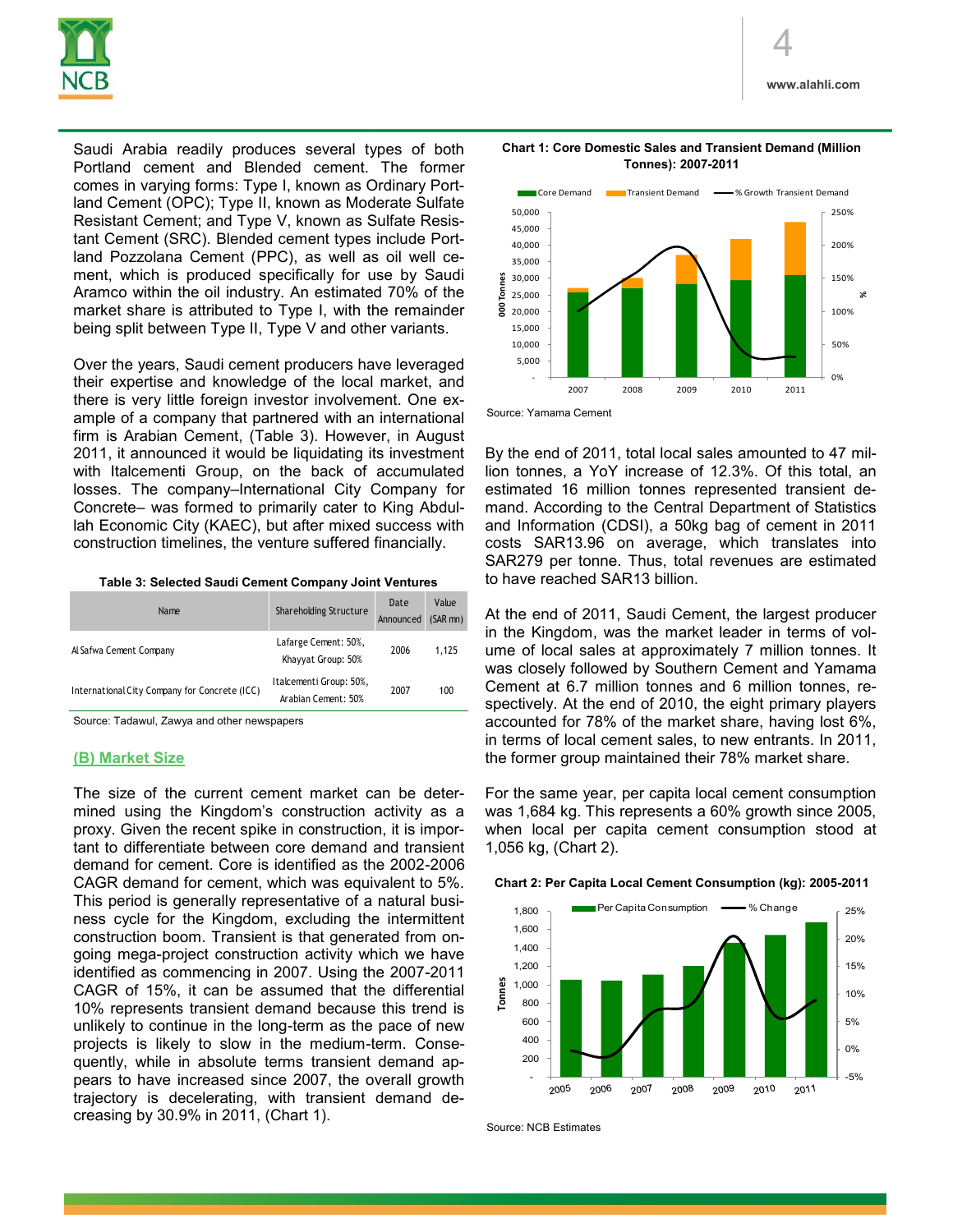Saudi Arabia readily produces several types of both Portland cement and Blended cement. The former comes in varying forms: Type I, known as Ordinary Portland Cement (OPC); Type II, known as Moderate Sulfate Resistant Cement; and Type V, known as Sulfate Resistant Cement (SRC). Blended cement types include Portland Pozzolana Cement (PPC), as well as oil well cement, which is produced specifically for use by Saudi Aramco within the oil industry. An estimated 70% of the market share is attributed to Type I, with the remainder being split between Type II, Type V and other variants.

Over the years, Saudi cement producers have leveraged their expertise and knowledge of the local market, and there is very little foreign investor involvement. One example of a company that partnered with an international firm is Arabian Cement, (Table 3). However, in August 2011, it announced it would be liquidating its investment with Italcementi Group, on the back of accumulated losses. The company–International City Company for Concrete– was formed to primarily cater to King Abdullah Economic City (KAEC), but after mixed success with construction timelines, the venture suffered financially.

**Table 3: Selected Saudi Cement Company Joint Ventures**

| Name | Shareholding Structure | Date Announced | Value (SAR mn) |
|---|---|---|---|
| Al Safwa Cement Company | Lafarge Cement: 50%, Khayyat Group: 50% | 2006 | 1,125 |
| International City Company for Concrete (ICC) | Italcementi Group: 50%, Arabian Cement: 50% | 2007 | 100 |

Source: Tadawul, Zawya and other newspapers

## (B) Market Size

The size of the current cement market can be determined using the Kingdom's construction activity as a proxy. Given the recent spike in construction, it is important to differentiate between core demand and transient demand for cement. Core is identified as the 2002-2006 CAGR demand for cement, which was equivalent to 5%. This period is generally representative of a natural business cycle for the Kingdom, excluding the intermittent construction boom. Transient is that generated from ongoing mega-project construction activity which we have identified as commencing in 2007. Using the 2007-2011 CAGR of 15%, it can be assumed that the differential 10% represents transient demand because this trend is unlikely to continue in the long-term as the pace of new projects is likely to slow in the medium-term. Consequently, while in absolute terms transient demand appears to have increased since 2007, the overall growth trajectory is decelerating, with transient demand decreasing by 30.9% in 2011, (Chart 1).

**Chart 1: Core Domestic Sales and Transient Demand (Million Tonnes): 2007-2011**

Source: Yamama Cement

By the end of 2011, total local sales amounted to 47 million tonnes, a YoY increase of 12.3%. Of this total, an estimated 16 million tonnes represented transient demand. According to the Central Department of Statistics and Information (CDSI), a 50kg bag of cement in 2011 costs SAR13.96 on average, which translates into SAR279 per tonne. Thus, total revenues are estimated to have reached SAR13 billion.

At the end of 2011, Saudi Cement, the largest producer in the Kingdom, was the market leader in terms of volume of local sales at approximately 7 million tonnes. It was closely followed by Southern Cement and Yamama Cement at 6.7 million tonnes and 6 million tonnes, respectively. At the end of 2010, the eight primary players accounted for 78% of the market share, having lost 6%, in terms of local cement sales, to new entrants. In 2011, the former group maintained their 78% market share.

For the same year, per capita local cement consumption was 1,684 kg. This represents a 60% growth since 2005, when local per capita cement consumption stood at 1,056 kg, (Chart 2).

**Chart 2: Per Capita Local Cement Consumption (kg): 2005-2011**

Source: NCB Estimates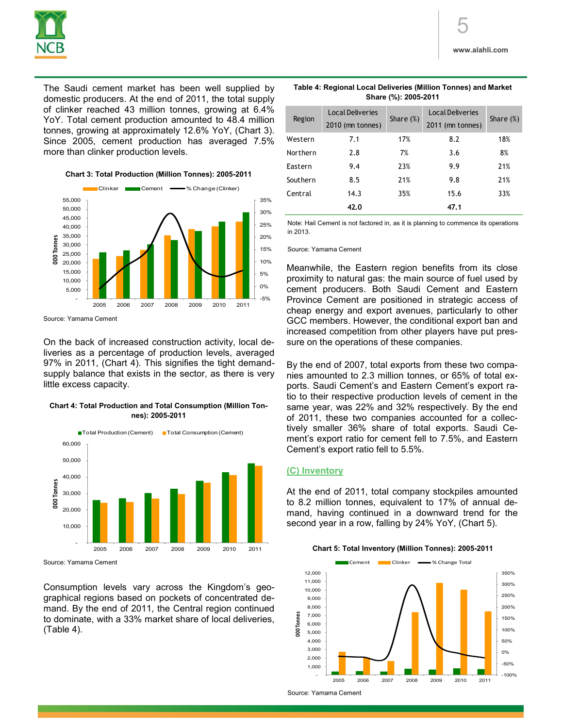The Saudi cement market has been well supplied by domestic producers. At the end of 2011, the total supply of clinker reached 43 million tonnes, growing at 6.4% YoY. Total cement production amounted to 48.4 million tonnes, growing at approximately 12.6% YoY, (Chart 3). Since 2005, cement production has averaged 7.5% more than clinker production levels.

**Chart 3: Total Production (Million Tonnes): 2005-2011**

Source: Yamama Cement

On the back of increased construction activity, local deliveries as a percentage of production levels, averaged 97% in 2011, (Chart 4). This signifies the tight demand-supply balance that exists in the sector, as there is very little excess capacity.

**Chart 4: Total Production and Total Consumption (Million Tonnes): 2005-2011**

Source: Yamama Cement

Consumption levels vary across the Kingdom's geographical regions based on pockets of concentrated demand. By the end of 2011, the Central region continued to dominate, with a 33% market share of local deliveries, (Table 4).

**Table 4: Regional Local Deliveries (Million Tonnes) and Market Share (%): 2005-2011**

| Region | Local Deliveries 2010 (mn tonnes) | Share (%) | Local Deliveries 2011 (mn tonnes) | Share (%) |
|---|---|---|---|---|
| Western | 7.1 | 17% | 8.2 | 18% |
| Northern | 2.8 | 7% | 3.6 | 8% |
| Eastern | 9.4 | 23% | 9.9 | 21% |
| Southern | 8.5 | 21% | 9.8 | 21% |
| Central | 14.3 | 35% | 15.6 | 33% |
| | **42.0** | | **47.1** | |

Note: Hail Cement is not factored in, as it is planning to commence its operations in 2013.

Source: Yamama Cement

Meanwhile, the Eastern region benefits from its close proximity to natural gas: the main source of fuel used by cement producers. Both Saudi Cement and Eastern Province Cement are positioned in strategic access of cheap energy and export avenues, particularly to other GCC members. However, the conditional export ban and increased competition from other players have put pressure on the operations of these companies.

By the end of 2007, total exports from these two companies amounted to 2.3 million tonnes, or 65% of total exports. Saudi Cement's and Eastern Cement's export ratio to their respective production levels of cement in the same year, was 22% and 32% respectively. By the end of 2011, these two companies accounted for a collectively smaller 36% share of total exports. Saudi Cement's export ratio for cement fell to 7.5%, and Eastern Cement's export ratio fell to 5.5%.

### (C) Inventory

At the end of 2011, total company stockpiles amounted to 8.2 million tonnes, equivalent to 17% of annual demand, having continued in a downward trend for the second year in a row, falling by 24% YoY, (Chart 5).

**Chart 5: Total Inventory (Million Tonnes): 2005-2011**

Source: Yamama Cement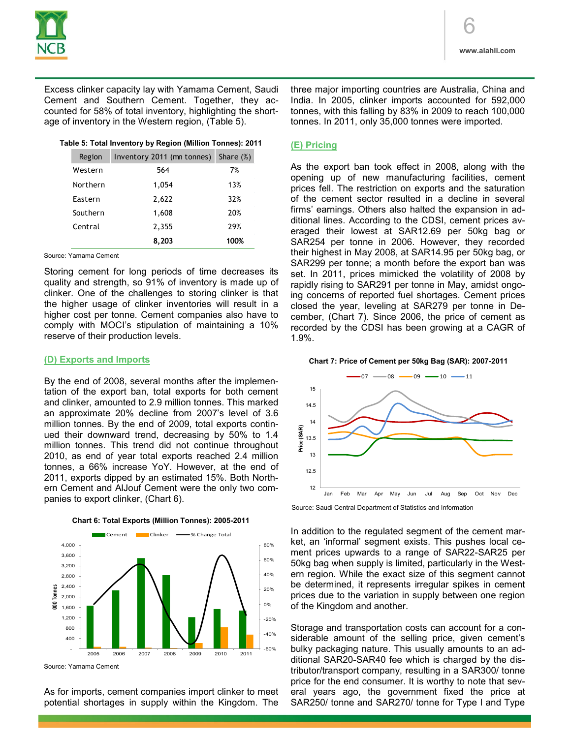Excess clinker capacity lay with Yamama Cement, Saudi Cement and Southern Cement. Together, they accounted for 58% of total inventory, highlighting the shortage of inventory in the Western region, (Table 5).

**Table 5: Total Inventory by Region (Million Tonnes): 2011**

| Region | Inventory 2011 (mn tonnes) | Share (%) |
|---|---|---|
| Western | 564 | 7% |
| Northern | 1,054 | 13% |
| Eastern | 2,622 | 32% |
| Southern | 1,608 | 20% |
| Central | 2,355 | 29% |
| | **8,203** | **100%** |

Source: Yamama Cement

Storing cement for long periods of time decreases its quality and strength, so 91% of inventory is made up of clinker. One of the challenges to storing clinker is that the higher usage of clinker inventories will result in a higher cost per tonne. Cement companies also have to comply with MOCI's stipulation of maintaining a 10% reserve of their production levels.

## (D) Exports and Imports

By the end of 2008, several months after the implementation of the export ban, total exports for both cement and clinker, amounted to 2.9 million tonnes. This marked an approximate 20% decline from 2007's level of 3.6 million tonnes. By the end of 2009, total exports continued their downward trend, decreasing by 50% to 1.4 million tonnes. This trend did not continue throughout 2010, as end of year total exports reached 2.4 million tonnes, a 66% increase YoY. However, at the end of 2011, exports dipped by an estimated 15%. Both Northern Cement and AlJouf Cement were the only two companies to export clinker, (Chart 6).

**Chart 6: Total Exports (Million Tonnes): 2005-2011**

Source: Yamama Cement

As for imports, cement companies import clinker to meet potential shortages in supply within the Kingdom. The three major importing countries are Australia, China and India. In 2005, clinker imports accounted for 592,000 tonnes, with this falling by 83% in 2009 to reach 100,000 tonnes. In 2011, only 35,000 tonnes were imported.

## (E) Pricing

As the export ban took effect in 2008, along with the opening up of new manufacturing facilities, cement prices fell. The restriction on exports and the saturation of the cement sector resulted in a decline in several firms' earnings. Others also halted the expansion in additional lines. According to the CDSI, cement prices averaged their lowest at SAR12.69 per 50kg bag or SAR254 per tonne in 2006. However, they recorded their highest in May 2008, at SAR14.95 per 50kg bag, or SAR299 per tonne; a month before the export ban was set. In 2011, prices mimicked the volatility of 2008 by rapidly rising to SAR291 per tonne in May, amidst ongoing concerns of reported fuel shortages. Cement prices closed the year, leveling at SAR279 per tonne in December, (Chart 7). Since 2006, the price of cement as recorded by the CDSI has been growing at a CAGR of 1.9%.

**Chart 7: Price of Cement per 50kg Bag (SAR): 2007-2011**

Source: Saudi Central Department of Statistics and Information

In addition to the regulated segment of the cement market, an 'informal' segment exists. This pushes local cement prices upwards to a range of SAR22-SAR25 per 50kg bag when supply is limited, particularly in the Western region. While the exact size of this segment cannot be determined, it represents irregular spikes in cement prices due to the variation in supply between one region of the Kingdom and another.

Storage and transportation costs can account for a considerable amount of the selling price, given cement's bulky packaging nature. This usually amounts to an additional SAR20-SAR40 fee which is charged by the distributor/transport company, resulting in a SAR300/ tonne price for the end consumer. It is worthy to note that several years ago, the government fixed the price at SAR250/ tonne and SAR270/ tonne for Type I and Type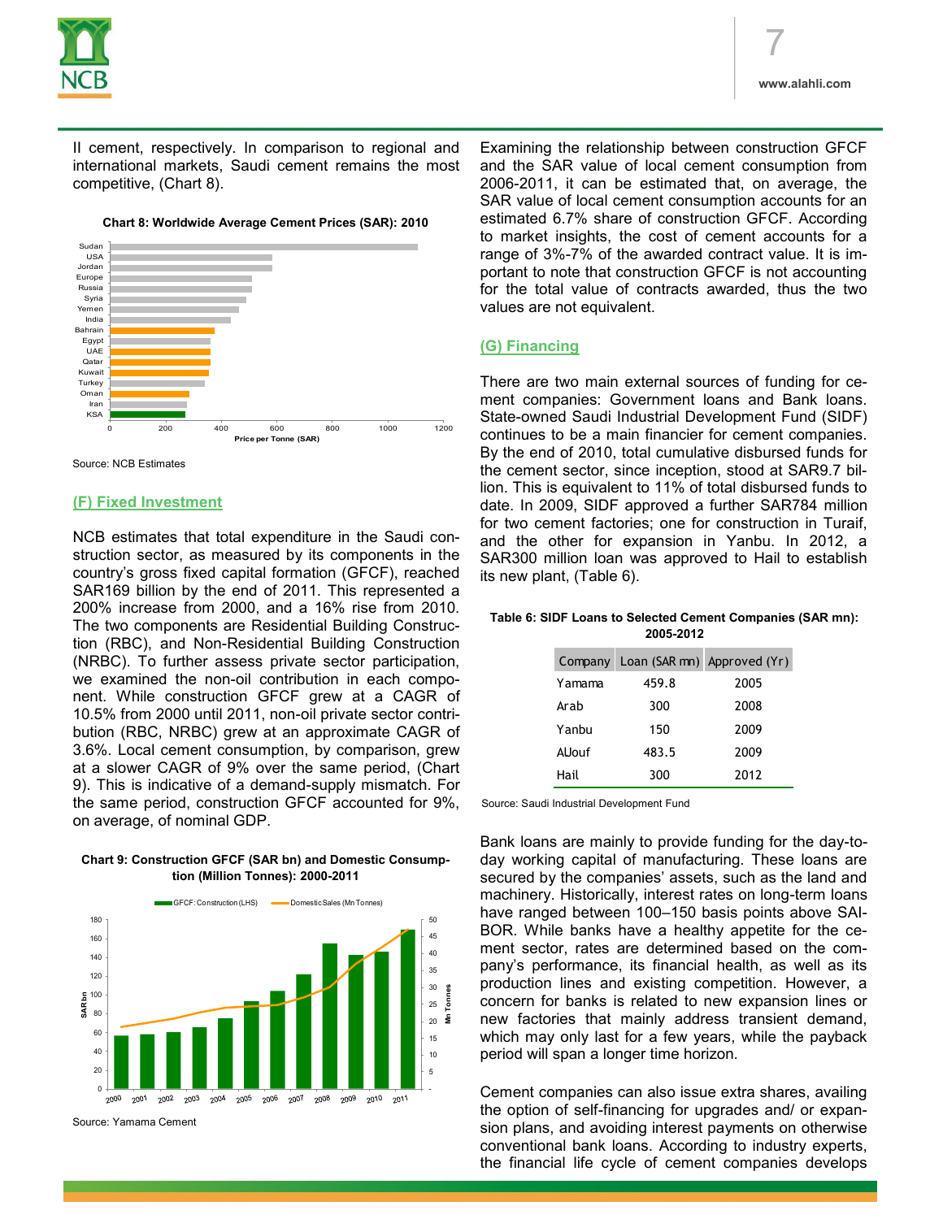II cement, respectively. In comparison to regional and international markets, Saudi cement remains the most competitive, (Chart 8).

**Chart 8: Worldwide Average Cement Prices (SAR): 2010**

Source: NCB Estimates

## (F) Fixed Investment

NCB estimates that total expenditure in the Saudi construction sector, as measured by its components in the country's gross fixed capital formation (GFCF), reached SAR169 billion by the end of 2011. This represented a 200% increase from 2000, and a 16% rise from 2010. The two components are Residential Building Construction (RBC), and Non-Residential Building Construction (NRBC). To further assess private sector participation, we examined the non-oil contribution in each component. While construction GFCF grew at a CAGR of 10.5% from 2000 until 2011, non-oil private sector contribution (RBC, NRBC) grew at an approximate CAGR of 3.6%. Local cement consumption, by comparison, grew at a slower CAGR of 9% over the same period, (Chart 9). This is indicative of a demand-supply mismatch. For the same period, construction GFCF accounted for 9%, on average, of nominal GDP.

**Chart 9: Construction GFCF (SAR bn) and Domestic Consumption (Million Tonnes): 2000-2011**

Source: Yamama Cement

Examining the relationship between construction GFCF and the SAR value of local cement consumption from 2006-2011, it can be estimated that, on average, the SAR value of local cement consumption accounts for an estimated 6.7% share of construction GFCF. According to market insights, the cost of cement accounts for a range of 3%-7% of the awarded contract value. It is important to note that construction GFCF is not accounting for the total value of contracts awarded, thus the two values are not equivalent.

## (G) Financing

There are two main external sources of funding for cement companies: Government loans and Bank loans. State-owned Saudi Industrial Development Fund (SIDF) continues to be a main financier for cement companies. By the end of 2010, total cumulative disbursed funds for the cement sector, since inception, stood at SAR9.7 billion. This is equivalent to 11% of total disbursed funds to date. In 2009, SIDF approved a further SAR784 million for two cement factories; one for construction in Turaif, and the other for expansion in Yanbu. In 2012, a SAR300 million loan was approved to Hail to establish its new plant, (Table 6).

**Table 6: SIDF Loans to Selected Cement Companies (SAR mn): 2005-2012**

| Company | Loan (SAR mn) | Approved (Yr) |
|---|---|---|
| Yamama | 459.8 | 2005 |
| Arab | 300 | 2008 |
| Yanbu | 150 | 2009 |
| AlJouf | 483.5 | 2009 |
| Hail | 300 | 2012 |

Source: Saudi Industrial Development Fund

Bank loans are mainly to provide funding for the day-to-day working capital of manufacturing. These loans are secured by the companies' assets, such as the land and machinery. Historically, interest rates on long-term loans have ranged between 100–150 basis points above SAIBOR. While banks have a healthy appetite for the cement sector, rates are determined based on the company's performance, its financial health, as well as its production lines and existing competition. However, a concern for banks is related to new expansion lines or new factories that mainly address transient demand, which may only last for a few years, while the payback period will span a longer time horizon.

Cement companies can also issue extra shares, availing the option of self-financing for upgrades and/ or expansion plans, and avoiding interest payments on otherwise conventional bank loans. According to industry experts, the financial life cycle of cement companies develops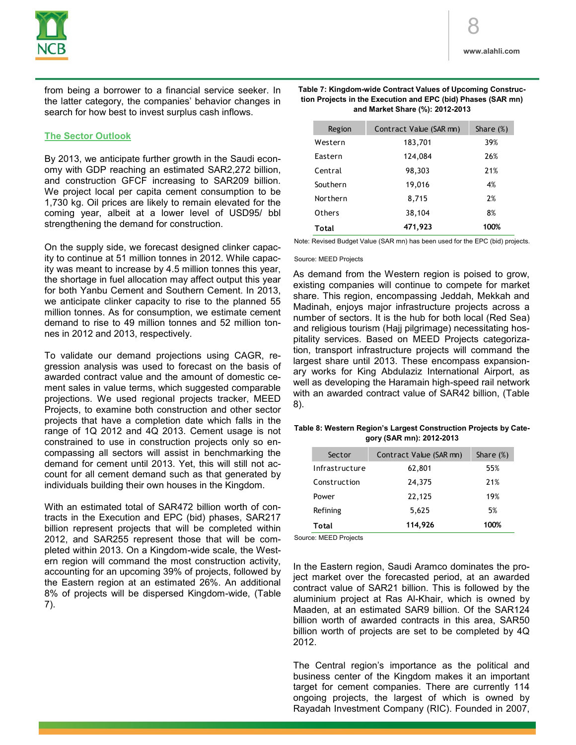from being a borrower to a financial service seeker. In the latter category, the companies' behavior changes in search for how best to invest surplus cash inflows.

## The Sector Outlook

By 2013, we anticipate further growth in the Saudi economy with GDP reaching an estimated SAR2,272 billion, and construction GFCF increasing to SAR209 billion. We project local per capita cement consumption to be 1,730 kg. Oil prices are likely to remain elevated for the coming year, albeit at a lower level of USD95/ bbl strengthening the demand for construction.

On the supply side, we forecast designed clinker capacity to continue at 51 million tonnes in 2012. While capacity was meant to increase by 4.5 million tonnes this year, the shortage in fuel allocation may affect output this year for both Yanbu Cement and Southern Cement. In 2013, we anticipate clinker capacity to rise to the planned 55 million tonnes. As for consumption, we estimate cement demand to rise to 49 million tonnes and 52 million tonnes in 2012 and 2013, respectively.

To validate our demand projections using CAGR, regression analysis was used to forecast on the basis of awarded contract value and the amount of domestic cement sales in value terms, which suggested comparable projections. We used regional projects tracker, MEED Projects, to examine both construction and other sector projects that have a completion date which falls in the range of 1Q 2012 and 4Q 2013. Cement usage is not constrained to use in construction projects only so encompassing all sectors will assist in benchmarking the demand for cement until 2013. Yet, this will still not account for all cement demand such as that generated by individuals building their own houses in the Kingdom.

With an estimated total of SAR472 billion worth of contracts in the Execution and EPC (bid) phases, SAR217 billion represent projects that will be completed within 2012, and SAR255 represent those that will be completed within 2013. On a Kingdom-wide scale, the Western region will command the most construction activity, accounting for an upcoming 39% of projects, followed by the Eastern region at an estimated 26%. An additional 8% of projects will be dispersed Kingdom-wide, (Table 7).

**Table 7: Kingdom-wide Contract Values of Upcoming Construction Projects in the Execution and EPC (bid) Phases (SAR mn) and Market Share (%): 2012-2013**

| Region | Contract Value (SAR mn) | Share (%) |
|---|---|---|
| Western | 183,701 | 39% |
| Eastern | 124,084 | 26% |
| Central | 98,303 | 21% |
| Southern | 19,016 | 4% |
| Northern | 8,715 | 2% |
| Others | 38,104 | 8% |
| **Total** | **471,923** | **100%** |

Note: Revised Budget Value (SAR mn) has been used for the EPC (bid) projects.

Source: MEED Projects

As demand from the Western region is poised to grow, existing companies will continue to compete for market share. This region, encompassing Jeddah, Mekkah and Madinah, enjoys major infrastructure projects across a number of sectors. It is the hub for both local (Red Sea) and religious tourism (Hajj pilgrimage) necessitating hospitality services. Based on MEED Projects categorization, transport infrastructure projects will command the largest share until 2013. These encompass expansionary works for King Abdulaziz International Airport, as well as developing the Haramain high-speed rail network with an awarded contract value of SAR42 billion, (Table 8).

**Table 8: Western Region's Largest Construction Projects by Category (SAR mn): 2012-2013**

| Sector | Contract Value (SAR mn) | Share (%) |
|---|---|---|
| Infrastructure | 62,801 | 55% |
| Construction | 24,375 | 21% |
| Power | 22,125 | 19% |
| Refining | 5,625 | 5% |
| **Total** | **114,926** | **100%** |

Source: MEED Projects

In the Eastern region, Saudi Aramco dominates the project market over the forecasted period, at an awarded contract value of SAR21 billion. This is followed by the aluminium project at Ras Al-Khair, which is owned by Maaden, at an estimated SAR9 billion. Of the SAR124 billion worth of awarded contracts in this area, SAR50 billion worth of projects are set to be completed by 4Q 2012.

The Central region's importance as the political and business center of the Kingdom makes it an important target for cement companies. There are currently 114 ongoing projects, the largest of which is owned by Rayadah Investment Company (RIC). Founded in 2007,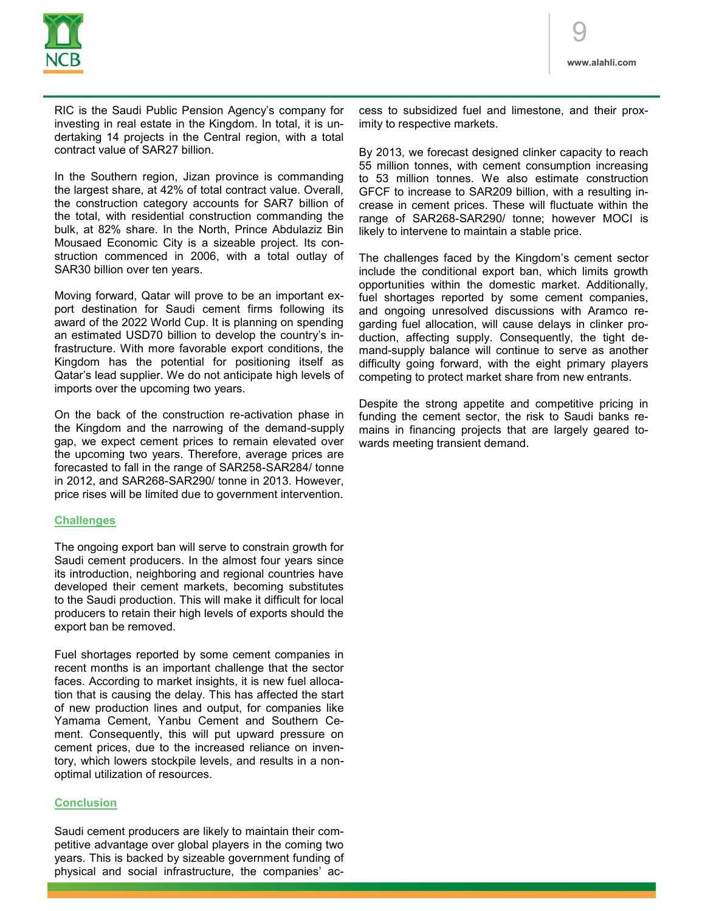RIC is the Saudi Public Pension Agency's company for investing in real estate in the Kingdom. In total, it is undertaking 14 projects in the Central region, with a total contract value of SAR27 billion.

In the Southern region, Jizan province is commanding the largest share, at 42% of total contract value. Overall, the construction category accounts for SAR7 billion of the total, with residential construction commanding the bulk, at 82% share. In the North, Prince Abdulaziz Bin Mousaed Economic City is a sizeable project. Its construction commenced in 2006, with a total outlay of SAR30 billion over ten years.

Moving forward, Qatar will prove to be an important export destination for Saudi cement firms following its award of the 2022 World Cup. It is planning on spending an estimated USD70 billion to develop the country's infrastructure. With more favorable export conditions, the Kingdom has the potential for positioning itself as Qatar's lead supplier. We do not anticipate high levels of imports over the upcoming two years.

On the back of the construction re-activation phase in the Kingdom and the narrowing of the demand-supply gap, we expect cement prices to remain elevated over the upcoming two years. Therefore, average prices are forecasted to fall in the range of SAR258-SAR284/ tonne in 2012, and SAR268-SAR290/ tonne in 2013. However, price rises will be limited due to government intervention.

## Challenges

The ongoing export ban will serve to constrain growth for Saudi cement producers. In the almost four years since its introduction, neighboring and regional countries have developed their cement markets, becoming substitutes to the Saudi production. This will make it difficult for local producers to retain their high levels of exports should the export ban be removed.

Fuel shortages reported by some cement companies in recent months is an important challenge that the sector faces. According to market insights, it is new fuel allocation that is causing the delay. This has affected the start of new production lines and output, for companies like Yamama Cement, Yanbu Cement and Southern Cement. Consequently, this will put upward pressure on cement prices, due to the increased reliance on inventory, which lowers stockpile levels, and results in a non-optimal utilization of resources.

## Conclusion

Saudi cement producers are likely to maintain their competitive advantage over global players in the coming two years. This is backed by sizeable government funding of physical and social infrastructure, the companies' access to subsidized fuel and limestone, and their proximity to respective markets.

By 2013, we forecast designed clinker capacity to reach 55 million tonnes, with cement consumption increasing to 53 million tonnes. We also estimate construction GFCF to increase to SAR209 billion, with a resulting increase in cement prices. These will fluctuate within the range of SAR268-SAR290/ tonne; however MOCI is likely to intervene to maintain a stable price.

The challenges faced by the Kingdom's cement sector include the conditional export ban, which limits growth opportunities within the domestic market. Additionally, fuel shortages reported by some cement companies, and ongoing unresolved discussions with Aramco regarding fuel allocation, will cause delays in clinker production, affecting supply. Consequently, the tight demand-supply balance will continue to serve as another difficulty going forward, with the eight primary players competing to protect market share from new entrants.

Despite the strong appetite and competitive pricing in funding the cement sector, the risk to Saudi banks remains in financing projects that are largely geared towards meeting transient demand.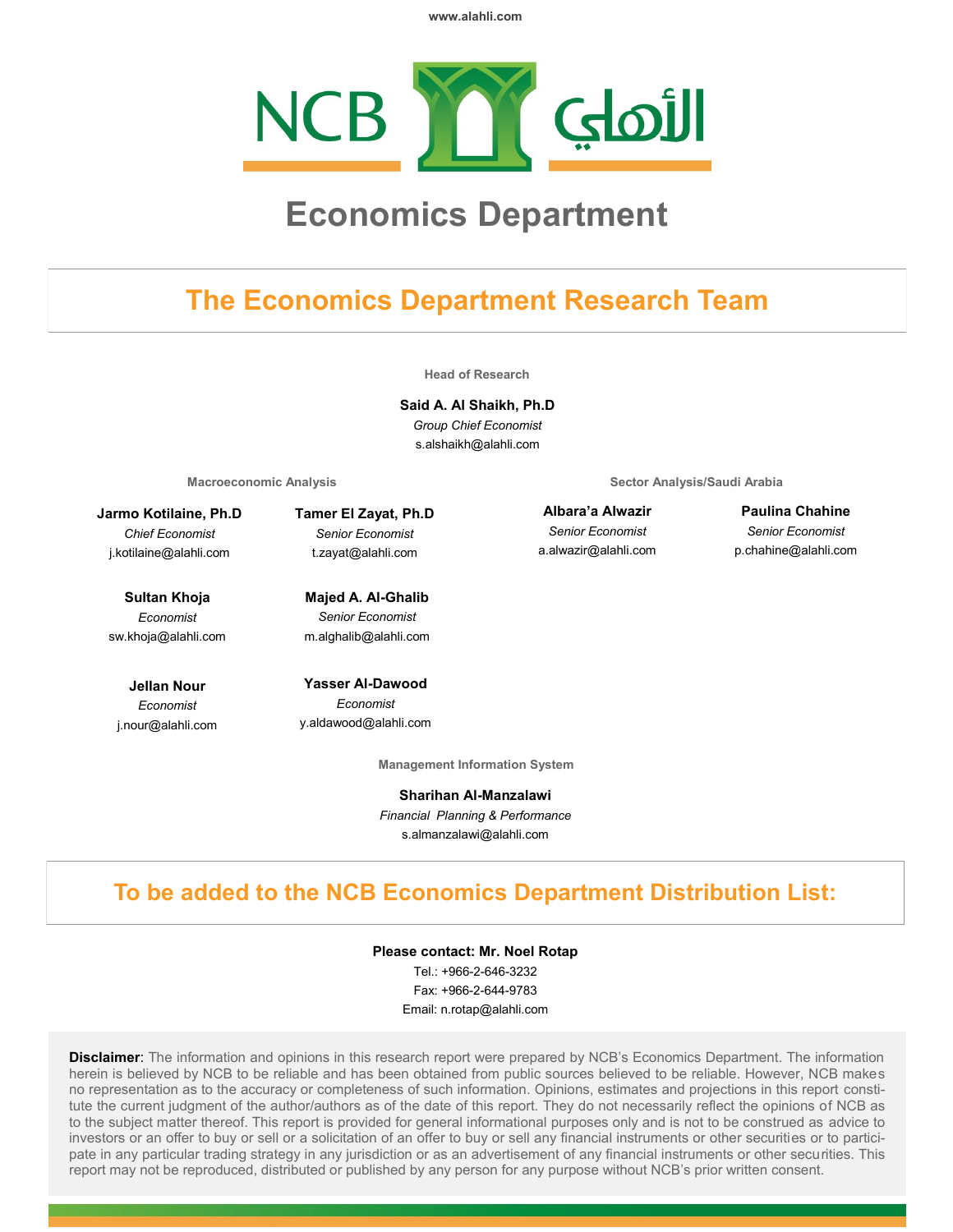www.alahli.com

NCB الأهلي

# Economics Department

## The Economics Department Research Team

**Head of Research**

**Said A. Al Shaikh, Ph.D**
*Group Chief Economist*
s.alshaikh@alahli.com

### Macroeconomic Analysis

**Jarmo Kotilaine, Ph.D**
*Chief Economist*
j.kotilaine@alahli.com

**Tamer El Zayat, Ph.D**
*Senior Economist*
t.zayat@alahli.com

**Sultan Khoja**
*Economist*
sw.khoja@alahli.com

**Majed A. Al-Ghalib**
*Senior Economist*
m.alghalib@alahli.com

**Jellan Nour**
*Economist*
j.nour@alahli.com

**Yasser Al-Dawood**
*Economist*
y.aldawood@alahli.com

### Sector Analysis/Saudi Arabia

**Albara'a Alwazir**
*Senior Economist*
a.alwazir@alahli.com

**Paulina Chahine**
*Senior Economist*
p.chahine@alahli.com

### Management Information System

**Sharihan Al-Manzalawi**
*Financial Planning & Performance*
s.almanzalawi@alahli.com

## To be added to the NCB Economics Department Distribution List:

**Please contact: Mr. Noel Rotap**
Tel.: +966-2-646-3232
Fax: +966-2-644-9783
Email: n.rotap@alahli.com

**Disclaimer**: The information and opinions in this research report were prepared by NCB's Economics Department. The information herein is believed by NCB to be reliable and has been obtained from public sources believed to be reliable. However, NCB makes no representation as to the accuracy or completeness of such information. Opinions, estimates and projections in this report constitute the current judgment of the author/authors as of the date of this report. They do not necessarily reflect the opinions of NCB as to the subject matter thereof. This report is provided for general informational purposes only and is not to be construed as advice to investors or an offer to buy or sell or a solicitation of an offer to buy or sell any financial instruments or other securities or to participate in any particular trading strategy in any jurisdiction or as an advertisement of any financial instruments or other securities. This report may not be reproduced, distributed or published by any person for any purpose without NCB's prior written consent.